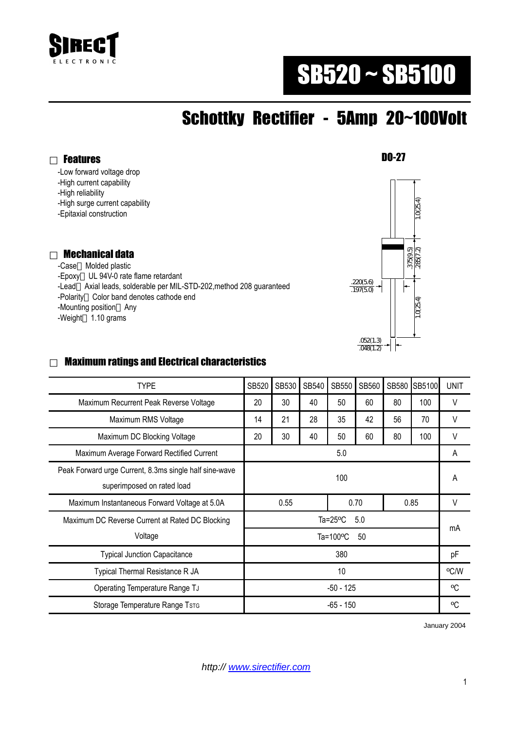SIRECT
ELECTRONIC

# SB520 ~ SB5100

## Schottky Rectifier - 5Amp 20~100Volt

### Features

-Low forward voltage drop
-High current capability
-High reliability
-High surge current capability
-Epitaxial construction

DO-27

1.0(25.4)
.375(9.5)
.285(7.2)
.220(5.6)
.197(5.0)
1.0(25.4)
.052(1.3)
.048(1.2)

### Mechanical data

-Case：Molded plastic
-Epoxy：UL 94V-0 rate flame retardant
-Lead：Axial leads, solderable per MIL-STD-202,method 208 guaranteed
-Polarity：Color band denotes cathode end
-Mounting position：Any
-Weight：1.10 grams

### Maximum ratings and Electrical characteristics

| TYPE | SB520 | SB530 | SB540 | SB550 | SB560 | SB580 | SB5100 | UNIT |
|---|---|---|---|---|---|---|---|---|
| Maximum Recurrent Peak Reverse Voltage | 20 | 30 | 40 | 50 | 60 | 80 | 100 | V |
| Maximum RMS Voltage | 14 | 21 | 28 | 35 | 42 | 56 | 70 | V |
| Maximum DC Blocking Voltage | 20 | 30 | 40 | 50 | 60 | 80 | 100 | V |
| Maximum Average Forward Rectified Current | 5.0 | | | | | | | A |
| Peak Forward urge Current, 8.3ms single half sine-wave superimposed on rated load | 100 | | | | | | | A |
| Maximum Instantaneous Forward Voltage at 5.0A | 0.55 | | | 0.70 | | 0.85 | | V |
| Maximum DC Reverse Current at Rated DC Blocking Voltage | Ta=25ºC 5.0 | | | | | | | mA |
| | Ta=100ºC 50 | | | | | | | |
| Typical Junction Capacitance | 380 | | | | | | | pF |
| Typical Thermal Resistance R JA | 10 | | | | | | | ºC/W |
| Operating Temperature Range TJ | -50 - 125 | | | | | | | ºC |
| Storage Temperature Range TSTG | -65 - 150 | | | | | | | ºC |

January 2004

*http:// www.sirectifier.com*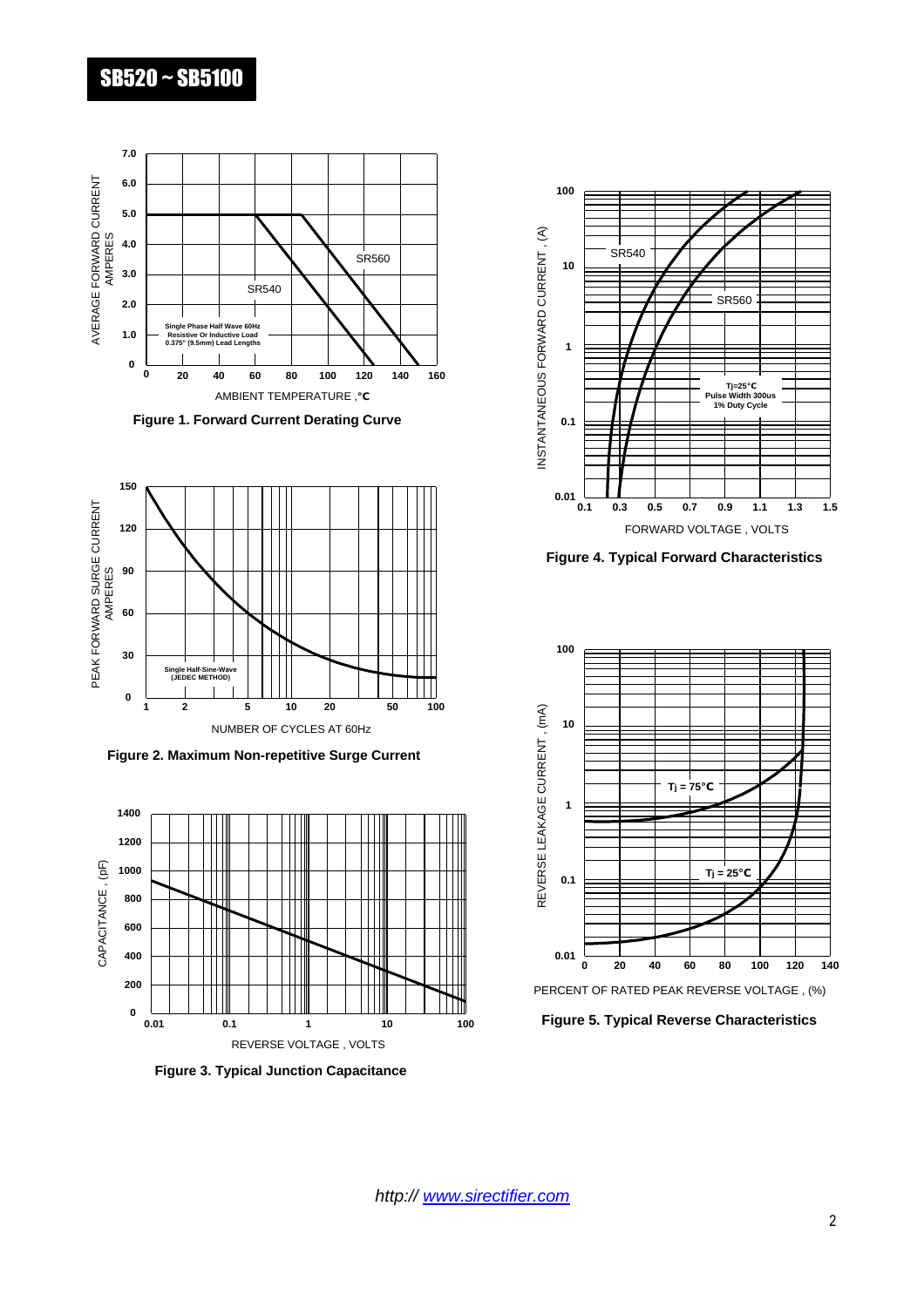# SB520 ~ SB5100

7.0
6.0
5.0
4.0
3.0
2.0
1.0
0

AVERAGE FORWARD CURRENT AMPERES

SR560
SR540

Single Phase Half Wave 60Hz
Resistive Or Inductive Load
0.375" (9.5mm) Lead Lengths

0 20 40 60 80 100 120 140 160

AMBIENT TEMPERATURE ,°C

**Figure 1. Forward Current Derating Curve**

150
120
90
60
30
0

PEAK FORWARD SURGE CURRENT AMPERES

Single Half-Sine-Wave
(JEDEC METHOD)

1 2 5 10 20 50 100

NUMBER OF CYCLES AT 60Hz

**Figure 2. Maximum Non-repetitive Surge Current**

1400
1200
1000
800
600
400
200
0

CAPACITANCE , (pF)

0.01 0.1 1 10 100

REVERSE VOLTAGE , VOLTS

**Figure 3. Typical Junction Capacitance**

100
10
1
0.1
0.01

INSTANTANEOUS FORWARD CURRENT , (A)

SR540
SR560

Tj=25°C
Pulse Width 300us
1% Duty Cycle

0.1 0.3 0.5 0.7 0.9 1.1 1.3 1.5

FORWARD VOLTAGE , VOLTS

**Figure 4. Typical Forward Characteristics**

100
10
1
0.1
0.01

REVERSE LEAKAGE CURRENT , (mA)

Tj = 75°C
Tj = 25°C

0 20 40 60 80 100 120 140

PERCENT OF RATED PEAK REVERSE VOLTAGE , (%)

**Figure 5. Typical Reverse Characteristics**

*http:// www.sirectifier.com*